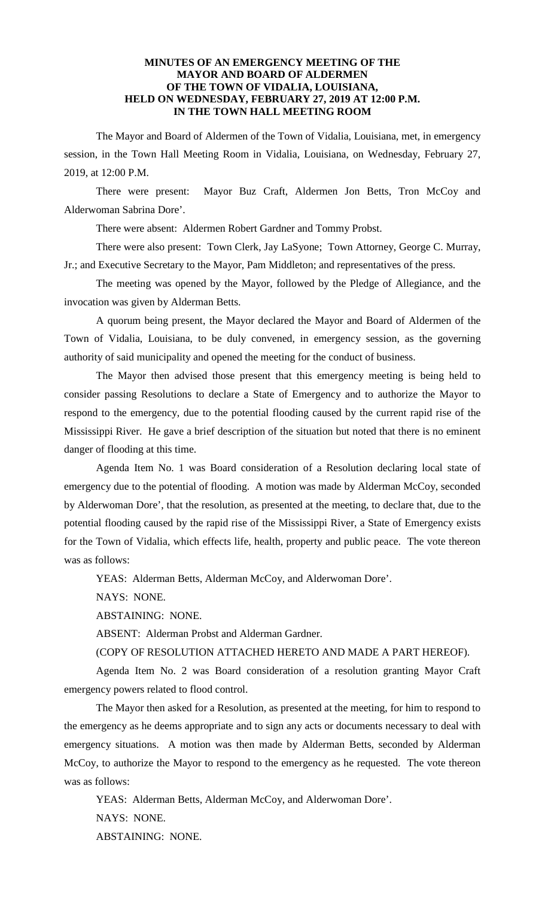**MINUTES OF AN EMERGENCY MEETING OF THE MAYOR AND BOARD OF ALDERMEN OF THE TOWN OF VIDALIA, LOUISIANA, HELD ON WEDNESDAY, FEBRUARY 27, 2019 AT 12:00 P.M. IN THE TOWN HALL MEETING ROOM**

The Mayor and Board of Aldermen of the Town of Vidalia, Louisiana, met, in emergency session, in the Town Hall Meeting Room in Vidalia, Louisiana, on Wednesday, February 27, 2019, at 12:00 P.M.

There were present: Mayor Buz Craft, Aldermen Jon Betts, Tron McCoy and Alderwoman Sabrina Dore'.

There were absent: Aldermen Robert Gardner and Tommy Probst.

There were also present: Town Clerk, Jay LaSyone; Town Attorney, George C. Murray, Jr.; and Executive Secretary to the Mayor, Pam Middleton; and representatives of the press.

The meeting was opened by the Mayor, followed by the Pledge of Allegiance, and the invocation was given by Alderman Betts.

A quorum being present, the Mayor declared the Mayor and Board of Aldermen of the Town of Vidalia, Louisiana, to be duly convened, in emergency session, as the governing authority of said municipality and opened the meeting for the conduct of business.

The Mayor then advised those present that this emergency meeting is being held to consider passing Resolutions to declare a State of Emergency and to authorize the Mayor to respond to the emergency, due to the potential flooding caused by the current rapid rise of the Mississippi River. He gave a brief description of the situation but noted that there is no eminent danger of flooding at this time.

Agenda Item No. 1 was Board consideration of a Resolution declaring local state of emergency due to the potential of flooding. A motion was made by Alderman McCoy, seconded by Alderwoman Dore', that the resolution, as presented at the meeting, to declare that, due to the potential flooding caused by the rapid rise of the Mississippi River, a State of Emergency exists for the Town of Vidalia, which effects life, health, property and public peace. The vote thereon was as follows:

YEAS: Alderman Betts, Alderman McCoy, and Alderwoman Dore'.

NAYS: NONE.

ABSTAINING: NONE.

ABSENT: Alderman Probst and Alderman Gardner.

(COPY OF RESOLUTION ATTACHED HERETO AND MADE A PART HEREOF).

Agenda Item No. 2 was Board consideration of a resolution granting Mayor Craft emergency powers related to flood control.

The Mayor then asked for a Resolution, as presented at the meeting, for him to respond to the emergency as he deems appropriate and to sign any acts or documents necessary to deal with emergency situations. A motion was then made by Alderman Betts, seconded by Alderman McCoy, to authorize the Mayor to respond to the emergency as he requested. The vote thereon was as follows:

YEAS: Alderman Betts, Alderman McCoy, and Alderwoman Dore'.

NAYS: NONE.

ABSTAINING: NONE.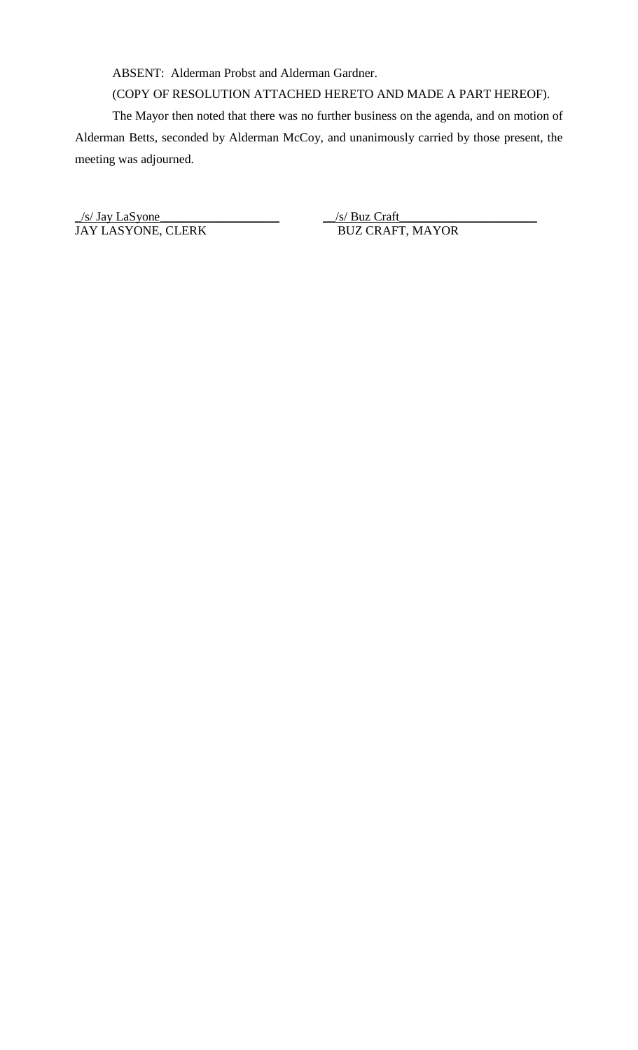ABSENT: Alderman Probst and Alderman Gardner.

(COPY OF RESOLUTION ATTACHED HERETO AND MADE A PART HEREOF).

The Mayor then noted that there was no further business on the agenda, and on motion of Alderman Betts, seconded by Alderman McCoy, and unanimously carried by those present, the meeting was adjourned.

/s/ Jay LaSyone
JAY LASYONE, CLERK

/s/ Buz Craft
BUZ CRAFT, MAYOR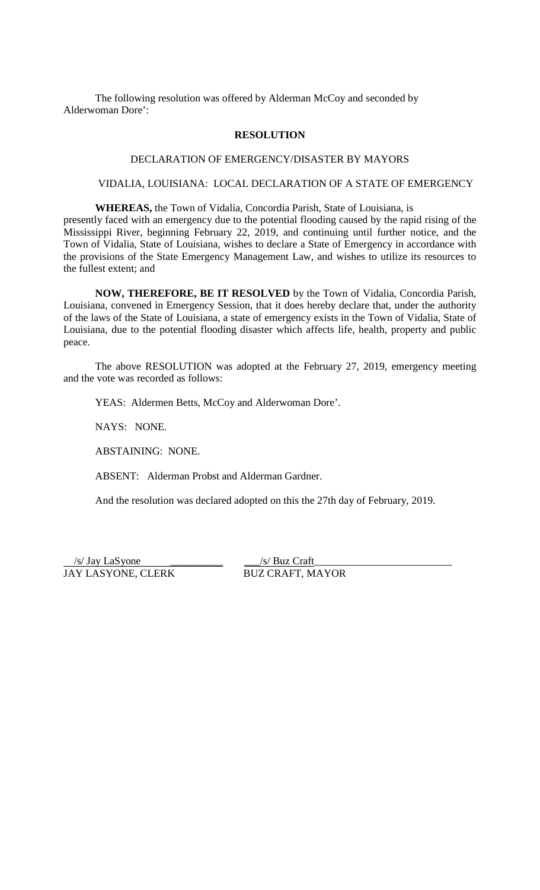The following resolution was offered by Alderman McCoy and seconded by Alderwoman Dore':

**RESOLUTION**

DECLARATION OF EMERGENCY/DISASTER BY MAYORS

VIDALIA, LOUISIANA: LOCAL DECLARATION OF A STATE OF EMERGENCY

**WHEREAS,** the Town of Vidalia, Concordia Parish, State of Louisiana, is presently faced with an emergency due to the potential flooding caused by the rapid rising of the Mississippi River, beginning February 22, 2019, and continuing until further notice, and the Town of Vidalia, State of Louisiana, wishes to declare a State of Emergency in accordance with the provisions of the State Emergency Management Law, and wishes to utilize its resources to the fullest extent; and

**NOW, THEREFORE, BE IT RESOLVED** by the Town of Vidalia, Concordia Parish, Louisiana, convened in Emergency Session, that it does hereby declare that, under the authority of the laws of the State of Louisiana, a state of emergency exists in the Town of Vidalia, State of Louisiana, due to the potential flooding disaster which affects life, health, property and public peace.

The above RESOLUTION was adopted at the February 27, 2019, emergency meeting and the vote was recorded as follows:

YEAS: Aldermen Betts, McCoy and Alderwoman Dore'.

NAYS: NONE.

ABSTAINING: NONE.

ABSENT: Alderman Probst and Alderman Gardner.

And the resolution was declared adopted on this the 27th day of February, 2019.

/s/ Jay LaSyone
JAY LASYONE, CLERK

/s/ Buz Craft
BUZ CRAFT, MAYOR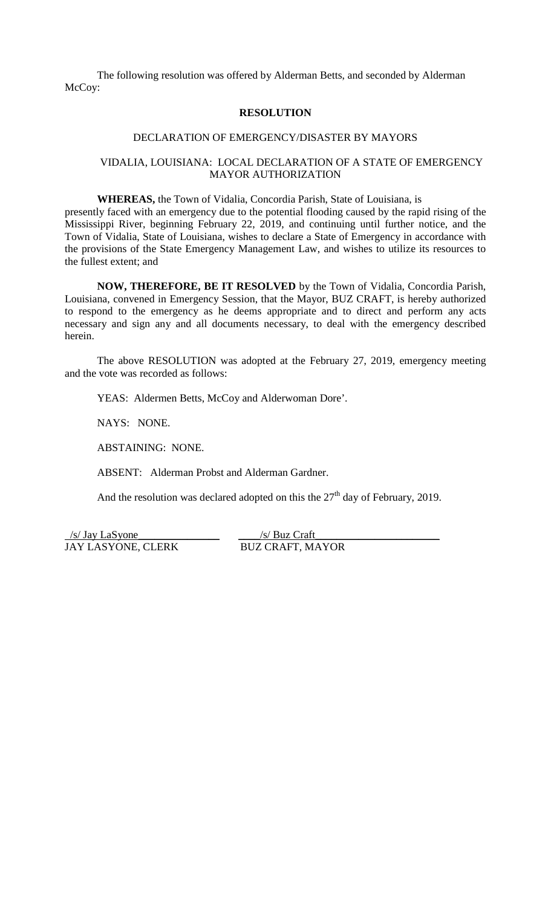The following resolution was offered by Alderman Betts, and seconded by Alderman McCoy:

**RESOLUTION**

DECLARATION OF EMERGENCY/DISASTER BY MAYORS

VIDALIA, LOUISIANA: LOCAL DECLARATION OF A STATE OF EMERGENCY MAYOR AUTHORIZATION

**WHEREAS,** the Town of Vidalia, Concordia Parish, State of Louisiana, is presently faced with an emergency due to the potential flooding caused by the rapid rising of the Mississippi River, beginning February 22, 2019, and continuing until further notice, and the Town of Vidalia, State of Louisiana, wishes to declare a State of Emergency in accordance with the provisions of the State Emergency Management Law, and wishes to utilize its resources to the fullest extent; and

**NOW, THEREFORE, BE IT RESOLVED** by the Town of Vidalia, Concordia Parish, Louisiana, convened in Emergency Session, that the Mayor, BUZ CRAFT, is hereby authorized to respond to the emergency as he deems appropriate and to direct and perform any acts necessary and sign any and all documents necessary, to deal with the emergency described herein.

The above RESOLUTION was adopted at the February 27, 2019, emergency meeting and the vote was recorded as follows:

YEAS: Aldermen Betts, McCoy and Alderwoman Dore'.

NAYS: NONE.

ABSTAINING: NONE.

ABSENT: Alderman Probst and Alderman Gardner.

And the resolution was declared adopted on this the 27th day of February, 2019.

/s/ Jay LaSyone
JAY LASYONE, CLERK

/s/ Buz Craft
BUZ CRAFT, MAYOR